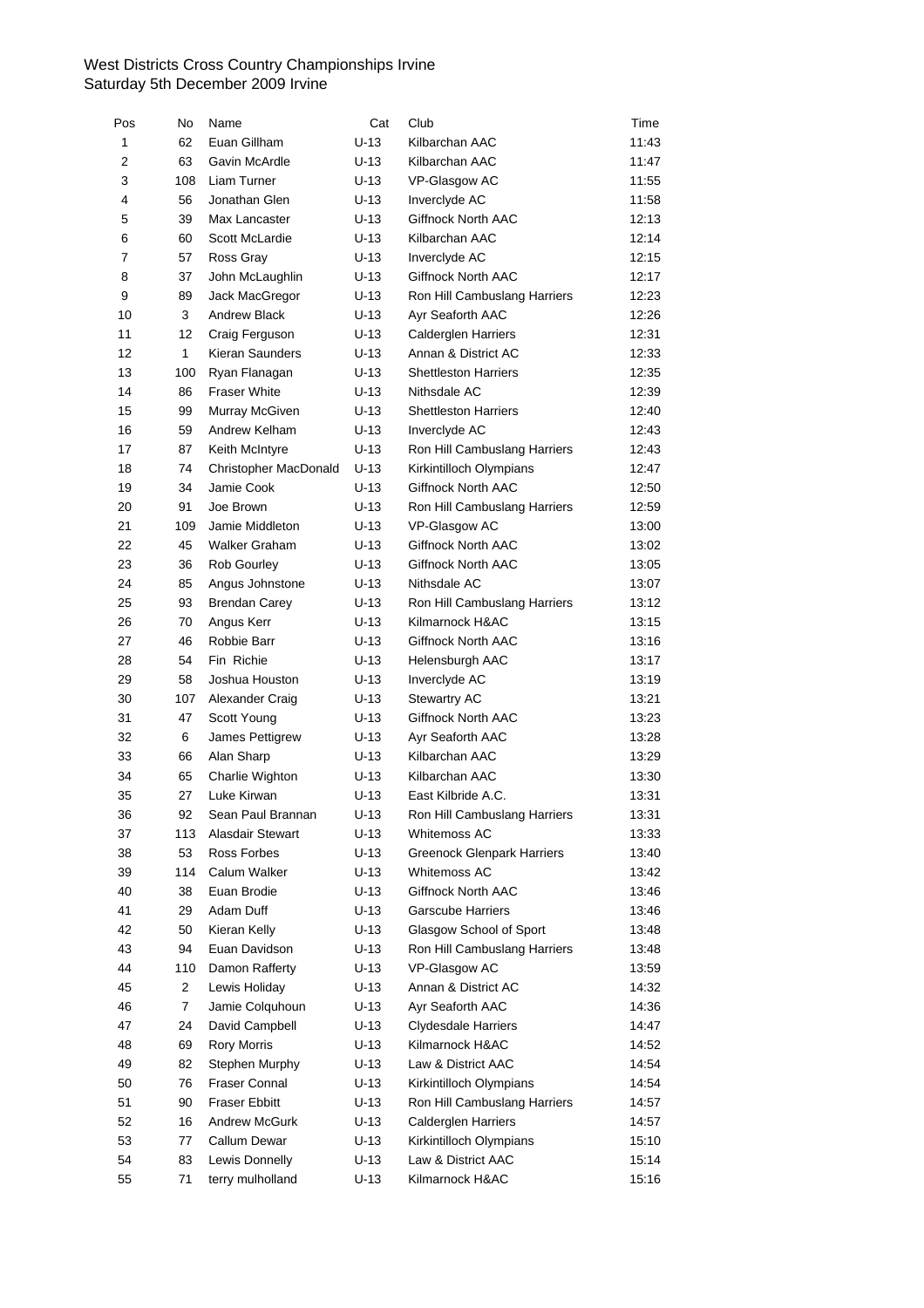West Districts Cross Country Championships Irvine
Saturday 5th December 2009 Irvine

| Pos | No | Name | Cat | Club | Time |
|---|---|---|---|---|---|
| 1 | 62 | Euan Gillham | U-13 | Kilbarchan AAC | 11:43 |
| 2 | 63 | Gavin McArdle | U-13 | Kilbarchan AAC | 11:47 |
| 3 | 108 | Liam Turner | U-13 | VP-Glasgow AC | 11:55 |
| 4 | 56 | Jonathan Glen | U-13 | Inverclyde AC | 11:58 |
| 5 | 39 | Max Lancaster | U-13 | Giffnock North AAC | 12:13 |
| 6 | 60 | Scott McLardie | U-13 | Kilbarchan AAC | 12:14 |
| 7 | 57 | Ross Gray | U-13 | Inverclyde AC | 12:15 |
| 8 | 37 | John McLaughlin | U-13 | Giffnock North AAC | 12:17 |
| 9 | 89 | Jack MacGregor | U-13 | Ron Hill Cambuslang Harriers | 12:23 |
| 10 | 3 | Andrew Black | U-13 | Ayr Seaforth AAC | 12:26 |
| 11 | 12 | Craig Ferguson | U-13 | Calderglen Harriers | 12:31 |
| 12 | 1 | Kieran Saunders | U-13 | Annan & District AC | 12:33 |
| 13 | 100 | Ryan Flanagan | U-13 | Shettleston Harriers | 12:35 |
| 14 | 86 | Fraser White | U-13 | Nithsdale AC | 12:39 |
| 15 | 99 | Murray McGiven | U-13 | Shettleston Harriers | 12:40 |
| 16 | 59 | Andrew Kelham | U-13 | Inverclyde AC | 12:43 |
| 17 | 87 | Keith McIntyre | U-13 | Ron Hill Cambuslang Harriers | 12:43 |
| 18 | 74 | Christopher MacDonald | U-13 | Kirkintilloch Olympians | 12:47 |
| 19 | 34 | Jamie Cook | U-13 | Giffnock North AAC | 12:50 |
| 20 | 91 | Joe Brown | U-13 | Ron Hill Cambuslang Harriers | 12:59 |
| 21 | 109 | Jamie Middleton | U-13 | VP-Glasgow AC | 13:00 |
| 22 | 45 | Walker Graham | U-13 | Giffnock North AAC | 13:02 |
| 23 | 36 | Rob Gourley | U-13 | Giffnock North AAC | 13:05 |
| 24 | 85 | Angus Johnstone | U-13 | Nithsdale AC | 13:07 |
| 25 | 93 | Brendan Carey | U-13 | Ron Hill Cambuslang Harriers | 13:12 |
| 26 | 70 | Angus Kerr | U-13 | Kilmarnock H&AC | 13:15 |
| 27 | 46 | Robbie Barr | U-13 | Giffnock North AAC | 13:16 |
| 28 | 54 | Fin Richie | U-13 | Helensburgh AAC | 13:17 |
| 29 | 58 | Joshua Houston | U-13 | Inverclyde AC | 13:19 |
| 30 | 107 | Alexander Craig | U-13 | Stewartry AC | 13:21 |
| 31 | 47 | Scott Young | U-13 | Giffnock North AAC | 13:23 |
| 32 | 6 | James Pettigrew | U-13 | Ayr Seaforth AAC | 13:28 |
| 33 | 66 | Alan Sharp | U-13 | Kilbarchan AAC | 13:29 |
| 34 | 65 | Charlie Wighton | U-13 | Kilbarchan AAC | 13:30 |
| 35 | 27 | Luke Kirwan | U-13 | East Kilbride A.C. | 13:31 |
| 36 | 92 | Sean Paul Brannan | U-13 | Ron Hill Cambuslang Harriers | 13:31 |
| 37 | 113 | Alasdair Stewart | U-13 | Whitemoss AC | 13:33 |
| 38 | 53 | Ross Forbes | U-13 | Greenock Glenpark Harriers | 13:40 |
| 39 | 114 | Calum Walker | U-13 | Whitemoss AC | 13:42 |
| 40 | 38 | Euan Brodie | U-13 | Giffnock North AAC | 13:46 |
| 41 | 29 | Adam Duff | U-13 | Garscube Harriers | 13:46 |
| 42 | 50 | Kieran Kelly | U-13 | Glasgow School of Sport | 13:48 |
| 43 | 94 | Euan Davidson | U-13 | Ron Hill Cambuslang Harriers | 13:48 |
| 44 | 110 | Damon Rafferty | U-13 | VP-Glasgow AC | 13:59 |
| 45 | 2 | Lewis Holiday | U-13 | Annan & District AC | 14:32 |
| 46 | 7 | Jamie Colquhoun | U-13 | Ayr Seaforth AAC | 14:36 |
| 47 | 24 | David Campbell | U-13 | Clydesdale Harriers | 14:47 |
| 48 | 69 | Rory Morris | U-13 | Kilmarnock H&AC | 14:52 |
| 49 | 82 | Stephen Murphy | U-13 | Law & District AAC | 14:54 |
| 50 | 76 | Fraser Connal | U-13 | Kirkintilloch Olympians | 14:54 |
| 51 | 90 | Fraser Ebbitt | U-13 | Ron Hill Cambuslang Harriers | 14:57 |
| 52 | 16 | Andrew McGurk | U-13 | Calderglen Harriers | 14:57 |
| 53 | 77 | Callum Dewar | U-13 | Kirkintilloch Olympians | 15:10 |
| 54 | 83 | Lewis Donnelly | U-13 | Law & District AAC | 15:14 |
| 55 | 71 | terry mulholland | U-13 | Kilmarnock H&AC | 15:16 |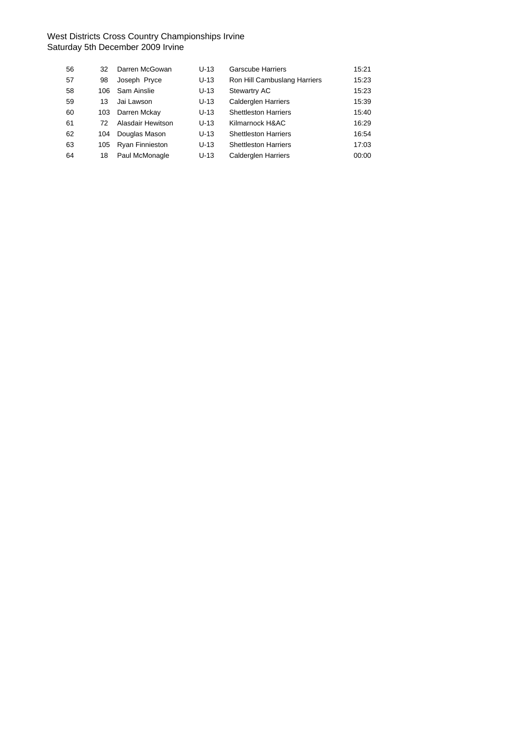West Districts Cross Country Championships Irvine
Saturday 5th December 2009 Irvine

| | | | | | |
|---|---|---|---|---|---|
| 56 | 32 | Darren McGowan | U-13 | Garscube Harriers | 15:21 |
| 57 | 98 | Joseph  Pryce | U-13 | Ron Hill Cambuslang Harriers | 15:23 |
| 58 | 106 | Sam Ainslie | U-13 | Stewartry AC | 15:23 |
| 59 | 13 | Jai Lawson | U-13 | Calderglen Harriers | 15:39 |
| 60 | 103 | Darren Mckay | U-13 | Shettleston Harriers | 15:40 |
| 61 | 72 | Alasdair Hewitson | U-13 | Kilmarnock H&AC | 16:29 |
| 62 | 104 | Douglas Mason | U-13 | Shettleston Harriers | 16:54 |
| 63 | 105 | Ryan Finnieston | U-13 | Shettleston Harriers | 17:03 |
| 64 | 18 | Paul McMonagle | U-13 | Calderglen Harriers | 00:00 |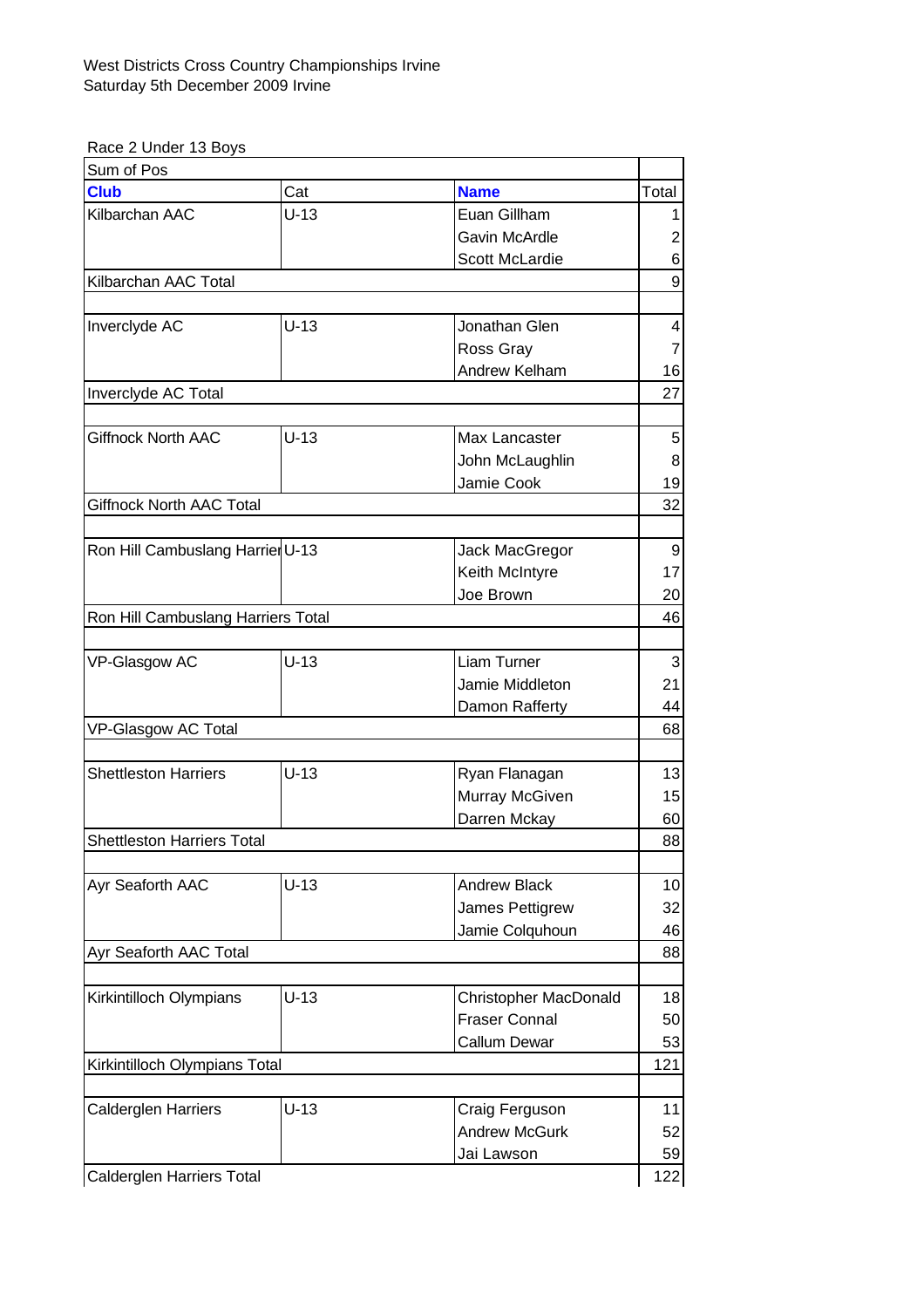West Districts Cross Country Championships Irvine
Saturday 5th December 2009 Irvine

Race 2 Under 13 Boys

| Sum of Pos | | | |
|---|---|---|---|
| **Club** | Cat | **Name** | Total |
| Kilbarchan AAC | U-13 | Euan Gillham | 1 |
| | | Gavin McArdle | 2 |
| | | Scott McLardie | 6 |
| Kilbarchan AAC Total | | | 9 |
| | | | |
| Inverclyde AC | U-13 | Jonathan Glen | 4 |
| | | Ross Gray | 7 |
| | | Andrew Kelham | 16 |
| Inverclyde AC Total | | | 27 |
| | | | |
| Giffnock North AAC | U-13 | Max Lancaster | 5 |
| | | John McLaughlin | 8 |
| | | Jamie Cook | 19 |
| Giffnock North AAC Total | | | 32 |
| | | | |
| Ron Hill Cambuslang Harrier | U-13 | Jack MacGregor | 9 |
| | | Keith McIntyre | 17 |
| | | Joe Brown | 20 |
| Ron Hill Cambuslang Harriers Total | | | 46 |
| | | | |
| VP-Glasgow AC | U-13 | Liam Turner | 3 |
| | | Jamie Middleton | 21 |
| | | Damon Rafferty | 44 |
| VP-Glasgow AC Total | | | 68 |
| | | | |
| Shettleston Harriers | U-13 | Ryan Flanagan | 13 |
| | | Murray McGiven | 15 |
| | | Darren Mckay | 60 |
| Shettleston Harriers Total | | | 88 |
| | | | |
| Ayr Seaforth AAC | U-13 | Andrew Black | 10 |
| | | James Pettigrew | 32 |
| | | Jamie Colquhoun | 46 |
| Ayr Seaforth AAC Total | | | 88 |
| | | | |
| Kirkintilloch Olympians | U-13 | Christopher MacDonald | 18 |
| | | Fraser Connal | 50 |
| | | Callum Dewar | 53 |
| Kirkintilloch Olympians Total | | | 121 |
| | | | |
| Calderglen Harriers | U-13 | Craig Ferguson | 11 |
| | | Andrew McGurk | 52 |
| | | Jai Lawson | 59 |
| Calderglen Harriers Total | | | 122 |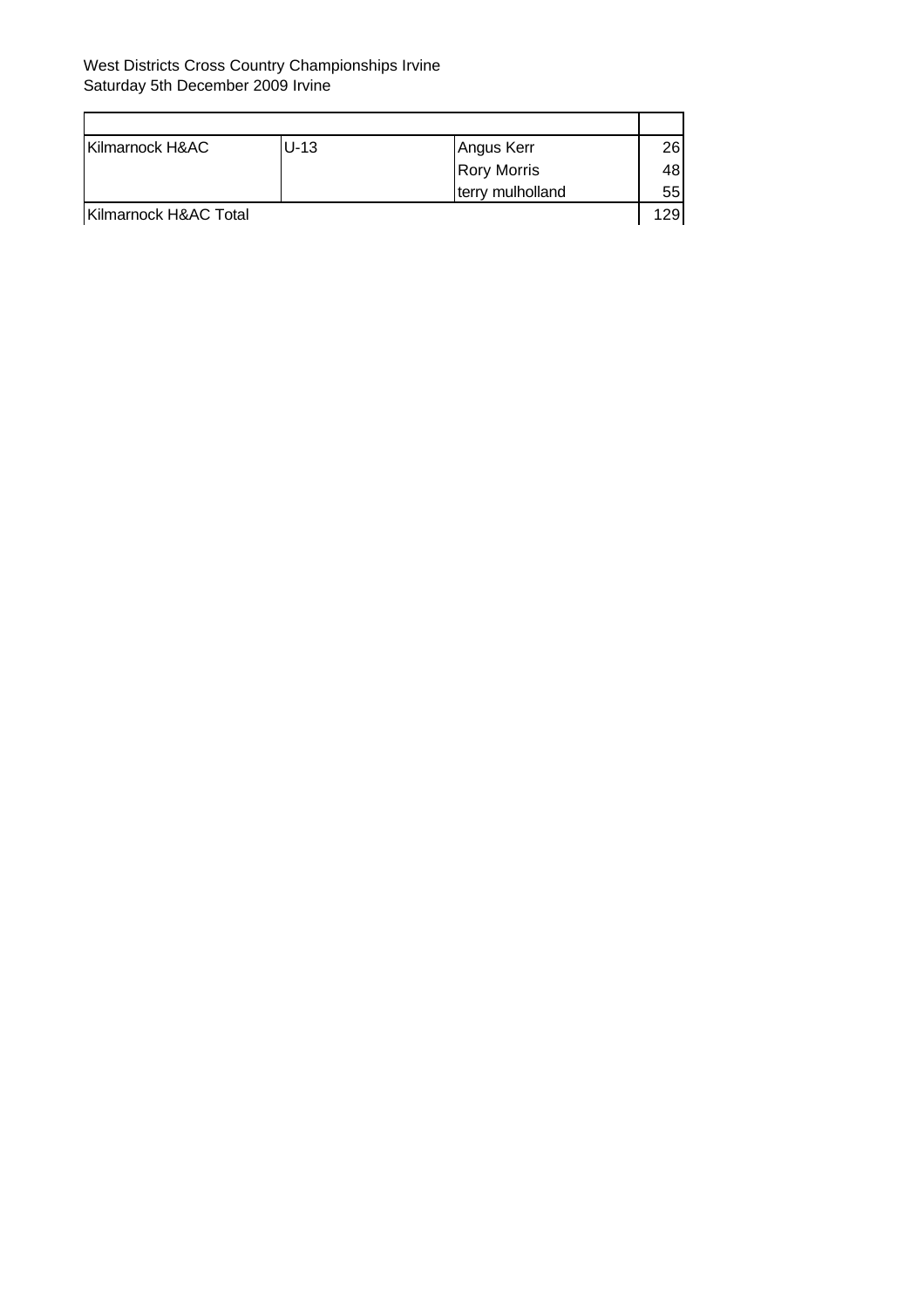West Districts Cross Country Championships Irvine
Saturday 5th December 2009 Irvine

| | | | |
|---|---|---|---|
| Kilmarnock H&AC | U-13 | Angus Kerr | 26 |
| | | Rory Morris | 48 |
| | | terry mulholland | 55 |
| Kilmarnock H&AC Total | | | 129 |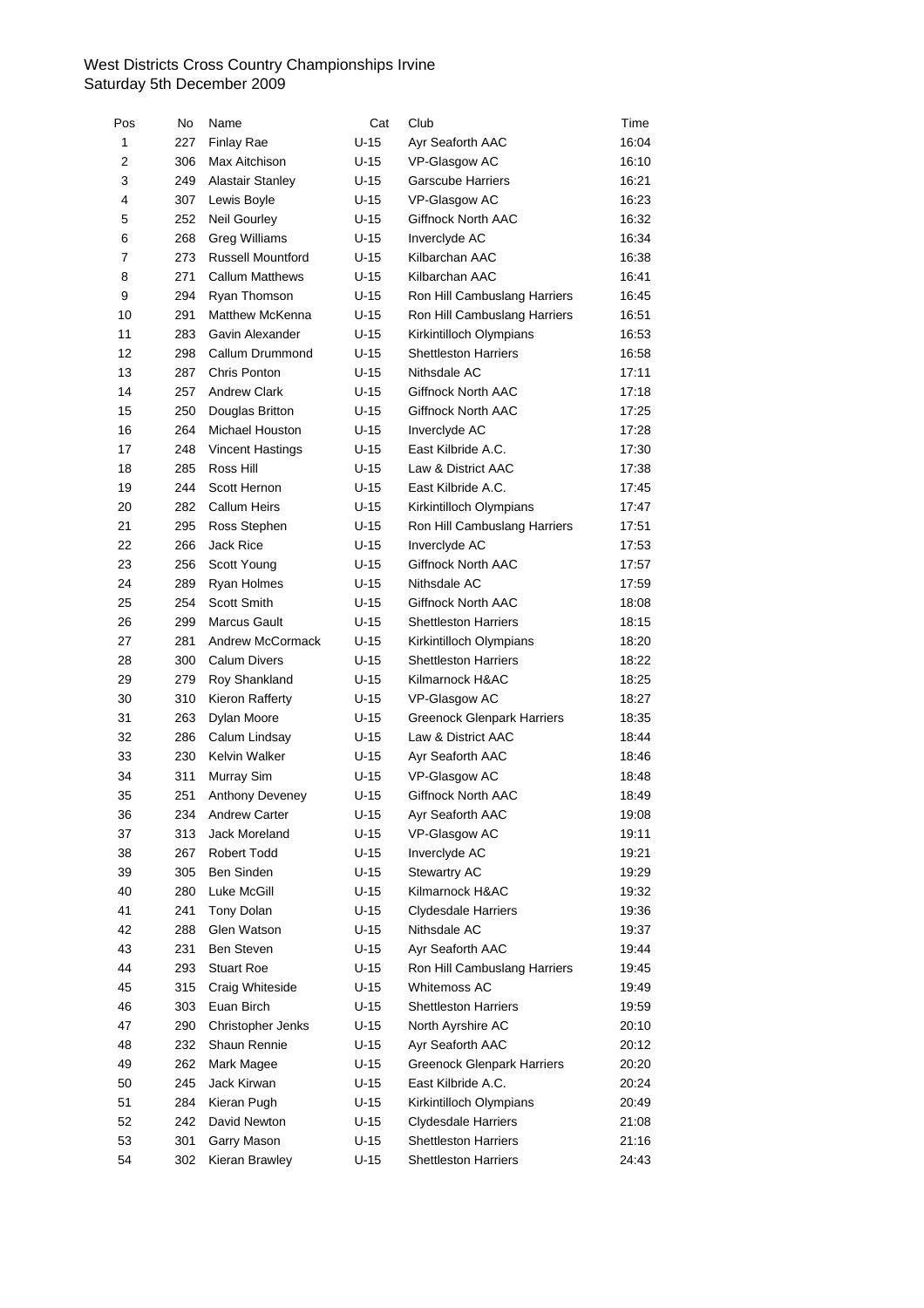West Districts Cross Country Championships Irvine
Saturday 5th December 2009

| Pos | No | Name | Cat | Club | Time |
|---|---|---|---|---|---|
| 1 | 227 | Finlay Rae | U-15 | Ayr Seaforth AAC | 16:04 |
| 2 | 306 | Max Aitchison | U-15 | VP-Glasgow AC | 16:10 |
| 3 | 249 | Alastair Stanley | U-15 | Garscube Harriers | 16:21 |
| 4 | 307 | Lewis Boyle | U-15 | VP-Glasgow AC | 16:23 |
| 5 | 252 | Neil Gourley | U-15 | Giffnock North AAC | 16:32 |
| 6 | 268 | Greg Williams | U-15 | Inverclyde AC | 16:34 |
| 7 | 273 | Russell Mountford | U-15 | Kilbarchan AAC | 16:38 |
| 8 | 271 | Callum Matthews | U-15 | Kilbarchan AAC | 16:41 |
| 9 | 294 | Ryan Thomson | U-15 | Ron Hill Cambuslang Harriers | 16:45 |
| 10 | 291 | Matthew McKenna | U-15 | Ron Hill Cambuslang Harriers | 16:51 |
| 11 | 283 | Gavin Alexander | U-15 | Kirkintilloch Olympians | 16:53 |
| 12 | 298 | Callum Drummond | U-15 | Shettleston Harriers | 16:58 |
| 13 | 287 | Chris Ponton | U-15 | Nithsdale AC | 17:11 |
| 14 | 257 | Andrew Clark | U-15 | Giffnock North AAC | 17:18 |
| 15 | 250 | Douglas Britton | U-15 | Giffnock North AAC | 17:25 |
| 16 | 264 | Michael Houston | U-15 | Inverclyde AC | 17:28 |
| 17 | 248 | Vincent Hastings | U-15 | East Kilbride A.C. | 17:30 |
| 18 | 285 | Ross Hill | U-15 | Law & District AAC | 17:38 |
| 19 | 244 | Scott Hernon | U-15 | East Kilbride A.C. | 17:45 |
| 20 | 282 | Callum Heirs | U-15 | Kirkintilloch Olympians | 17:47 |
| 21 | 295 | Ross Stephen | U-15 | Ron Hill Cambuslang Harriers | 17:51 |
| 22 | 266 | Jack Rice | U-15 | Inverclyde AC | 17:53 |
| 23 | 256 | Scott Young | U-15 | Giffnock North AAC | 17:57 |
| 24 | 289 | Ryan Holmes | U-15 | Nithsdale AC | 17:59 |
| 25 | 254 | Scott Smith | U-15 | Giffnock North AAC | 18:08 |
| 26 | 299 | Marcus Gault | U-15 | Shettleston Harriers | 18:15 |
| 27 | 281 | Andrew McCormack | U-15 | Kirkintilloch Olympians | 18:20 |
| 28 | 300 | Calum Divers | U-15 | Shettleston Harriers | 18:22 |
| 29 | 279 | Roy Shankland | U-15 | Kilmarnock H&AC | 18:25 |
| 30 | 310 | Kieron Rafferty | U-15 | VP-Glasgow AC | 18:27 |
| 31 | 263 | Dylan Moore | U-15 | Greenock Glenpark Harriers | 18:35 |
| 32 | 286 | Calum Lindsay | U-15 | Law & District AAC | 18:44 |
| 33 | 230 | Kelvin Walker | U-15 | Ayr Seaforth AAC | 18:46 |
| 34 | 311 | Murray Sim | U-15 | VP-Glasgow AC | 18:48 |
| 35 | 251 | Anthony Deveney | U-15 | Giffnock North AAC | 18:49 |
| 36 | 234 | Andrew Carter | U-15 | Ayr Seaforth AAC | 19:08 |
| 37 | 313 | Jack Moreland | U-15 | VP-Glasgow AC | 19:11 |
| 38 | 267 | Robert Todd | U-15 | Inverclyde AC | 19:21 |
| 39 | 305 | Ben Sinden | U-15 | Stewartry AC | 19:29 |
| 40 | 280 | Luke McGill | U-15 | Kilmarnock H&AC | 19:32 |
| 41 | 241 | Tony Dolan | U-15 | Clydesdale Harriers | 19:36 |
| 42 | 288 | Glen Watson | U-15 | Nithsdale AC | 19:37 |
| 43 | 231 | Ben Steven | U-15 | Ayr Seaforth AAC | 19:44 |
| 44 | 293 | Stuart Roe | U-15 | Ron Hill Cambuslang Harriers | 19:45 |
| 45 | 315 | Craig Whiteside | U-15 | Whitemoss AC | 19:49 |
| 46 | 303 | Euan Birch | U-15 | Shettleston Harriers | 19:59 |
| 47 | 290 | Christopher Jenks | U-15 | North Ayrshire AC | 20:10 |
| 48 | 232 | Shaun Rennie | U-15 | Ayr Seaforth AAC | 20:12 |
| 49 | 262 | Mark Magee | U-15 | Greenock Glenpark Harriers | 20:20 |
| 50 | 245 | Jack Kirwan | U-15 | East Kilbride A.C. | 20:24 |
| 51 | 284 | Kieran Pugh | U-15 | Kirkintilloch Olympians | 20:49 |
| 52 | 242 | David Newton | U-15 | Clydesdale Harriers | 21:08 |
| 53 | 301 | Garry Mason | U-15 | Shettleston Harriers | 21:16 |
| 54 | 302 | Kieran Brawley | U-15 | Shettleston Harriers | 24:43 |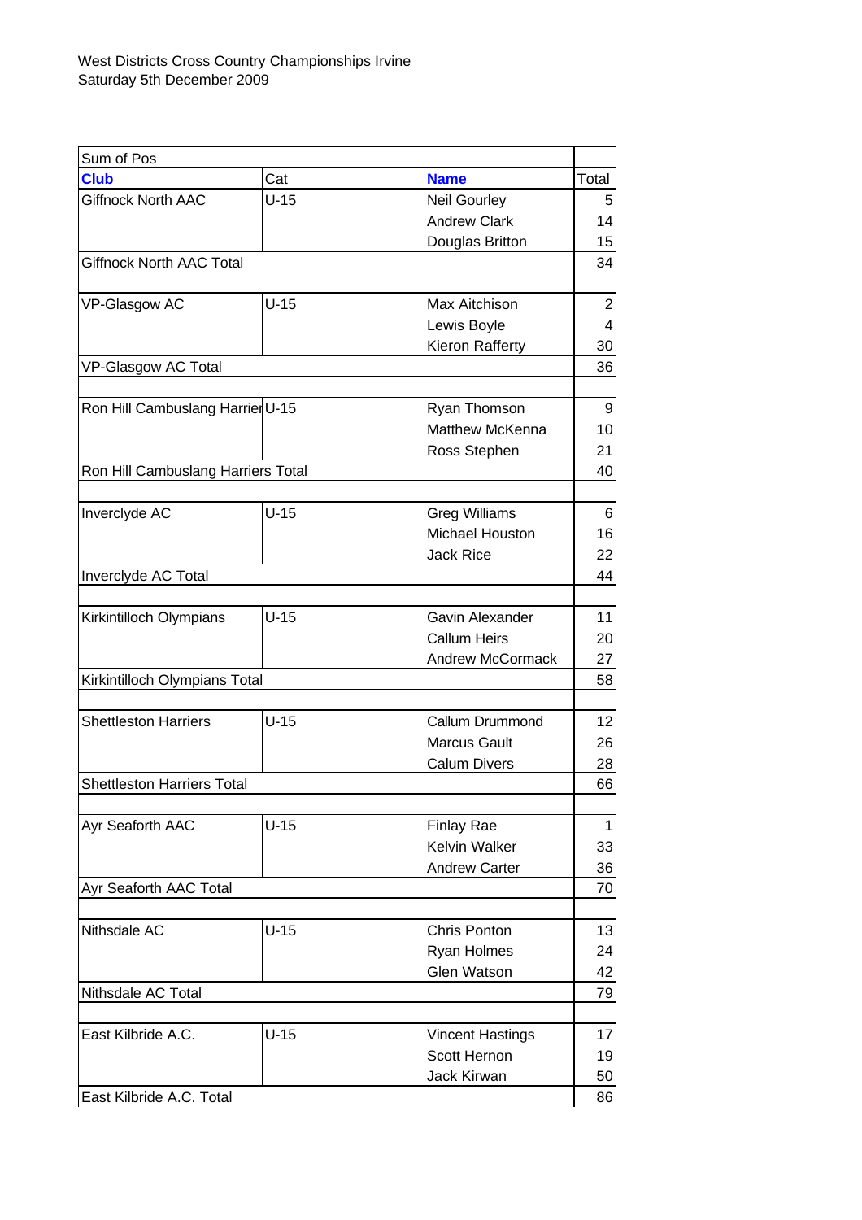West Districts Cross Country Championships Irvine
Saturday 5th December 2009

| Sum of Pos | | | |
|---|---|---|---|
| **Club** | Cat | **Name** | Total |
| Giffnock North AAC | U-15 | Neil Gourley | 5 |
| | | Andrew Clark | 14 |
| | | Douglas Britton | 15 |
| Giffnock North AAC Total | | | 34 |
| | | | |
| VP-Glasgow AC | U-15 | Max Aitchison | 2 |
| | | Lewis Boyle | 4 |
| | | Kieron Rafferty | 30 |
| VP-Glasgow AC Total | | | 36 |
| | | | |
| Ron Hill Cambuslang Harrier | U-15 | Ryan Thomson | 9 |
| | | Matthew McKenna | 10 |
| | | Ross Stephen | 21 |
| Ron Hill Cambuslang Harriers Total | | | 40 |
| | | | |
| Inverclyde AC | U-15 | Greg Williams | 6 |
| | | Michael Houston | 16 |
| | | Jack Rice | 22 |
| Inverclyde AC Total | | | 44 |
| | | | |
| Kirkintilloch Olympians | U-15 | Gavin Alexander | 11 |
| | | Callum Heirs | 20 |
| | | Andrew McCormack | 27 |
| Kirkintilloch Olympians Total | | | 58 |
| | | | |
| Shettleston Harriers | U-15 | Callum Drummond | 12 |
| | | Marcus Gault | 26 |
| | | Calum Divers | 28 |
| Shettleston Harriers Total | | | 66 |
| | | | |
| Ayr Seaforth AAC | U-15 | Finlay Rae | 1 |
| | | Kelvin Walker | 33 |
| | | Andrew Carter | 36 |
| Ayr Seaforth AAC Total | | | 70 |
| | | | |
| Nithsdale AC | U-15 | Chris Ponton | 13 |
| | | Ryan Holmes | 24 |
| | | Glen Watson | 42 |
| Nithsdale AC Total | | | 79 |
| | | | |
| East Kilbride A.C. | U-15 | Vincent Hastings | 17 |
| | | Scott Hernon | 19 |
| | | Jack Kirwan | 50 |
| East Kilbride A.C. Total | | | 86 |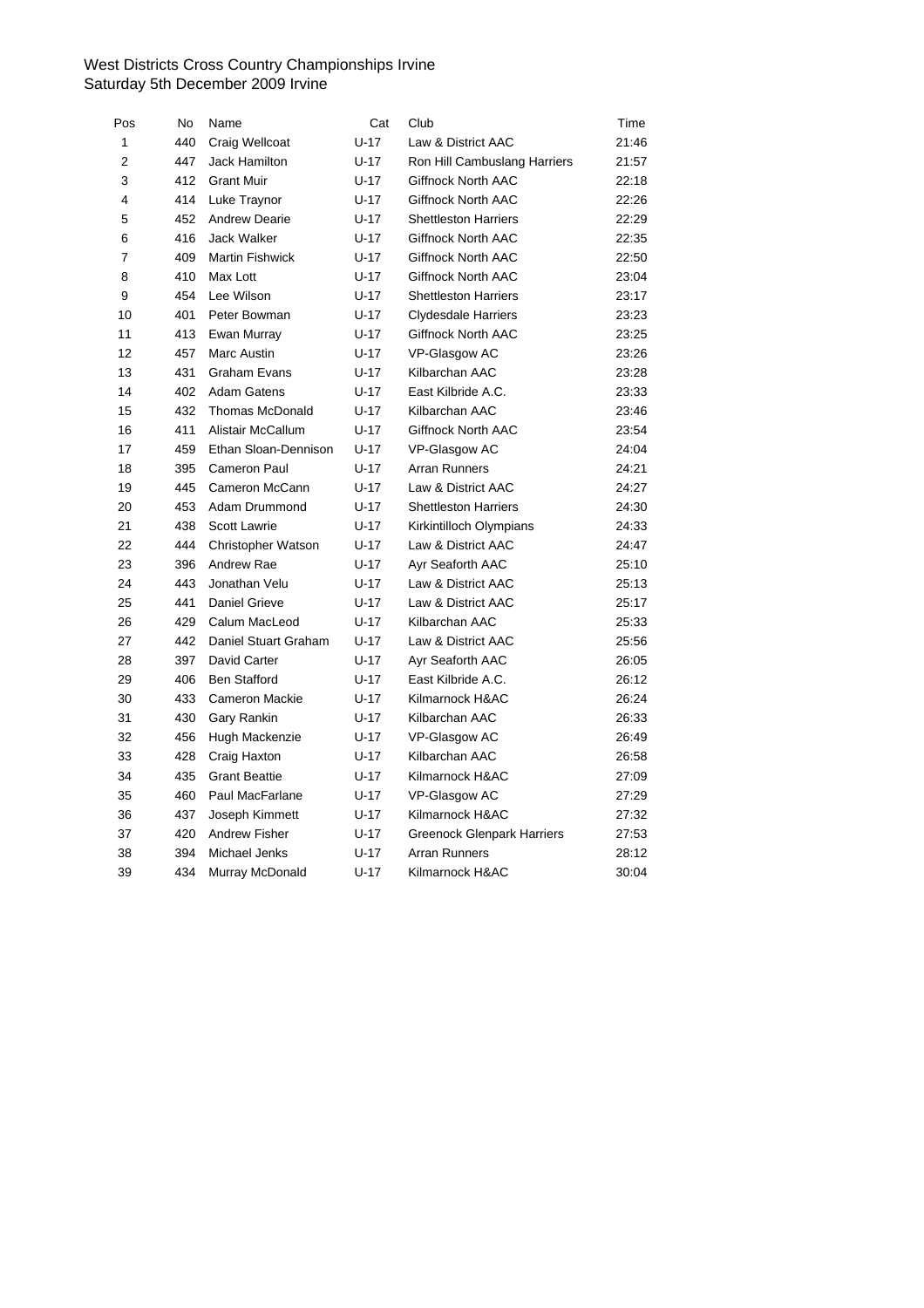West Districts Cross Country Championships Irvine
Saturday 5th December 2009 Irvine

| Pos | No | Name | Cat | Club | Time |
|---|---|---|---|---|---|
| 1 | 440 | Craig Wellcoat | U-17 | Law & District AAC | 21:46 |
| 2 | 447 | Jack Hamilton | U-17 | Ron Hill Cambuslang Harriers | 21:57 |
| 3 | 412 | Grant Muir | U-17 | Giffnock North AAC | 22:18 |
| 4 | 414 | Luke Traynor | U-17 | Giffnock North AAC | 22:26 |
| 5 | 452 | Andrew Dearie | U-17 | Shettleston Harriers | 22:29 |
| 6 | 416 | Jack Walker | U-17 | Giffnock North AAC | 22:35 |
| 7 | 409 | Martin Fishwick | U-17 | Giffnock North AAC | 22:50 |
| 8 | 410 | Max Lott | U-17 | Giffnock North AAC | 23:04 |
| 9 | 454 | Lee Wilson | U-17 | Shettleston Harriers | 23:17 |
| 10 | 401 | Peter Bowman | U-17 | Clydesdale Harriers | 23:23 |
| 11 | 413 | Ewan Murray | U-17 | Giffnock North AAC | 23:25 |
| 12 | 457 | Marc Austin | U-17 | VP-Glasgow AC | 23:26 |
| 13 | 431 | Graham Evans | U-17 | Kilbarchan AAC | 23:28 |
| 14 | 402 | Adam Gatens | U-17 | East Kilbride A.C. | 23:33 |
| 15 | 432 | Thomas McDonald | U-17 | Kilbarchan AAC | 23:46 |
| 16 | 411 | Alistair McCallum | U-17 | Giffnock North AAC | 23:54 |
| 17 | 459 | Ethan Sloan-Dennison | U-17 | VP-Glasgow AC | 24:04 |
| 18 | 395 | Cameron Paul | U-17 | Arran Runners | 24:21 |
| 19 | 445 | Cameron McCann | U-17 | Law & District AAC | 24:27 |
| 20 | 453 | Adam Drummond | U-17 | Shettleston Harriers | 24:30 |
| 21 | 438 | Scott Lawrie | U-17 | Kirkintilloch Olympians | 24:33 |
| 22 | 444 | Christopher Watson | U-17 | Law & District AAC | 24:47 |
| 23 | 396 | Andrew Rae | U-17 | Ayr Seaforth AAC | 25:10 |
| 24 | 443 | Jonathan Velu | U-17 | Law & District AAC | 25:13 |
| 25 | 441 | Daniel Grieve | U-17 | Law & District AAC | 25:17 |
| 26 | 429 | Calum MacLeod | U-17 | Kilbarchan AAC | 25:33 |
| 27 | 442 | Daniel Stuart Graham | U-17 | Law & District AAC | 25:56 |
| 28 | 397 | David Carter | U-17 | Ayr Seaforth AAC | 26:05 |
| 29 | 406 | Ben Stafford | U-17 | East Kilbride A.C. | 26:12 |
| 30 | 433 | Cameron Mackie | U-17 | Kilmarnock H&AC | 26:24 |
| 31 | 430 | Gary Rankin | U-17 | Kilbarchan AAC | 26:33 |
| 32 | 456 | Hugh Mackenzie | U-17 | VP-Glasgow AC | 26:49 |
| 33 | 428 | Craig Haxton | U-17 | Kilbarchan AAC | 26:58 |
| 34 | 435 | Grant Beattie | U-17 | Kilmarnock H&AC | 27:09 |
| 35 | 460 | Paul MacFarlane | U-17 | VP-Glasgow AC | 27:29 |
| 36 | 437 | Joseph Kimmett | U-17 | Kilmarnock H&AC | 27:32 |
| 37 | 420 | Andrew Fisher | U-17 | Greenock Glenpark Harriers | 27:53 |
| 38 | 394 | Michael Jenks | U-17 | Arran Runners | 28:12 |
| 39 | 434 | Murray McDonald | U-17 | Kilmarnock H&AC | 30:04 |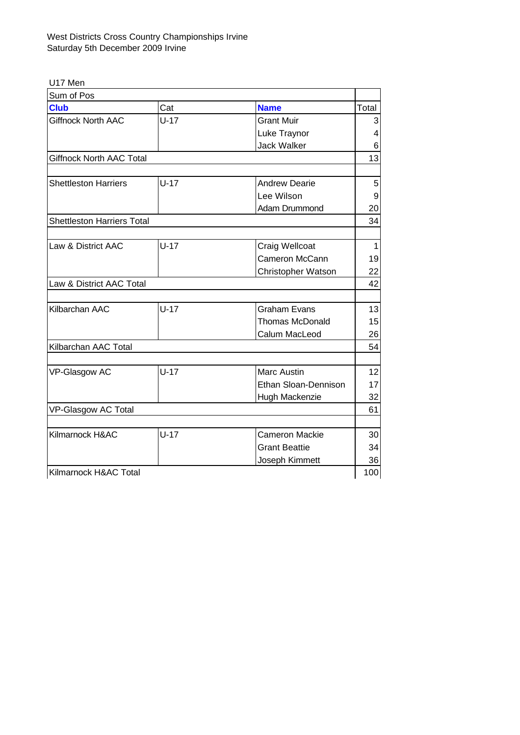West Districts Cross Country Championships Irvine
Saturday 5th December 2009 Irvine

U17 Men

| Sum of Pos | | | |
|---|---|---|---|
| **Club** | Cat | **Name** | Total |
| Giffnock North AAC | U-17 | Grant Muir | 3 |
| | | Luke Traynor | 4 |
| | | Jack Walker | 6 |
| Giffnock North AAC Total | | | 13 |
| | | | |
| Shettleston Harriers | U-17 | Andrew Dearie | 5 |
| | | Lee Wilson | 9 |
| | | Adam Drummond | 20 |
| Shettleston Harriers Total | | | 34 |
| | | | |
| Law & District AAC | U-17 | Craig Wellcoat | 1 |
| | | Cameron McCann | 19 |
| | | Christopher Watson | 22 |
| Law & District AAC Total | | | 42 |
| | | | |
| Kilbarchan AAC | U-17 | Graham Evans | 13 |
| | | Thomas McDonald | 15 |
| | | Calum MacLeod | 26 |
| Kilbarchan AAC Total | | | 54 |
| | | | |
| VP-Glasgow AC | U-17 | Marc Austin | 12 |
| | | Ethan Sloan-Dennison | 17 |
| | | Hugh Mackenzie | 32 |
| VP-Glasgow AC Total | | | 61 |
| | | | |
| Kilmarnock H&AC | U-17 | Cameron Mackie | 30 |
| | | Grant Beattie | 34 |
| | | Joseph Kimmett | 36 |
| Kilmarnock H&AC Total | | | 100 |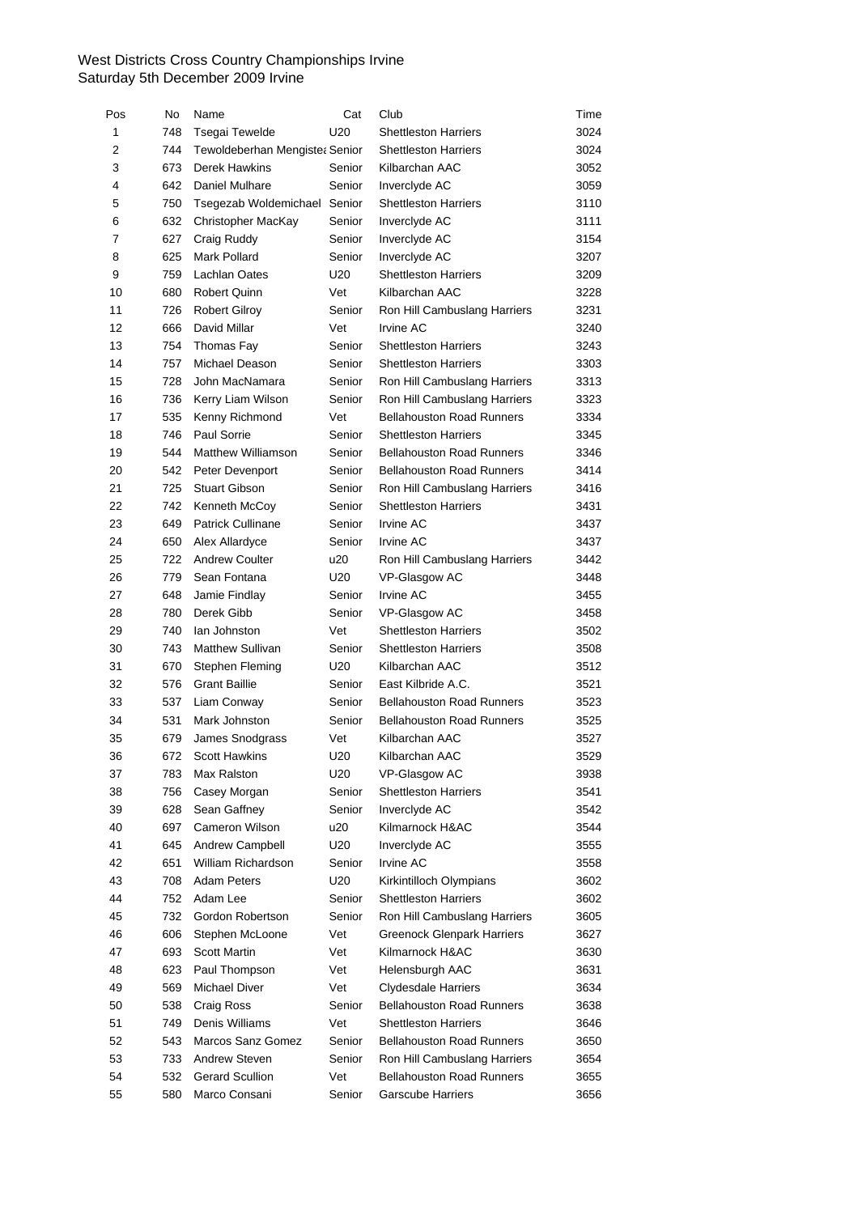West Districts Cross Country Championships Irvine
Saturday 5th December 2009 Irvine

| Pos | No | Name | Cat | Club | Time |
|---|---|---|---|---|---|
| 1 | 748 | Tsegai Tewelde | U20 | Shettleston Harriers | 3024 |
| 2 | 744 | Tewoldeberhan Mengistea | Senior | Shettleston Harriers | 3024 |
| 3 | 673 | Derek Hawkins | Senior | Kilbarchan AAC | 3052 |
| 4 | 642 | Daniel Mulhare | Senior | Inverclyde AC | 3059 |
| 5 | 750 | Tsegezab Woldemichael | Senior | Shettleston Harriers | 3110 |
| 6 | 632 | Christopher MacKay | Senior | Inverclyde AC | 3111 |
| 7 | 627 | Craig Ruddy | Senior | Inverclyde AC | 3154 |
| 8 | 625 | Mark Pollard | Senior | Inverclyde AC | 3207 |
| 9 | 759 | Lachlan Oates | U20 | Shettleston Harriers | 3209 |
| 10 | 680 | Robert Quinn | Vet | Kilbarchan AAC | 3228 |
| 11 | 726 | Robert Gilroy | Senior | Ron Hill Cambuslang Harriers | 3231 |
| 12 | 666 | David Millar | Vet | Irvine AC | 3240 |
| 13 | 754 | Thomas Fay | Senior | Shettleston Harriers | 3243 |
| 14 | 757 | Michael Deason | Senior | Shettleston Harriers | 3303 |
| 15 | 728 | John MacNamara | Senior | Ron Hill Cambuslang Harriers | 3313 |
| 16 | 736 | Kerry Liam Wilson | Senior | Ron Hill Cambuslang Harriers | 3323 |
| 17 | 535 | Kenny Richmond | Vet | Bellahouston Road Runners | 3334 |
| 18 | 746 | Paul Sorrie | Senior | Shettleston Harriers | 3345 |
| 19 | 544 | Matthew Williamson | Senior | Bellahouston Road Runners | 3346 |
| 20 | 542 | Peter Devenport | Senior | Bellahouston Road Runners | 3414 |
| 21 | 725 | Stuart Gibson | Senior | Ron Hill Cambuslang Harriers | 3416 |
| 22 | 742 | Kenneth McCoy | Senior | Shettleston Harriers | 3431 |
| 23 | 649 | Patrick Cullinane | Senior | Irvine AC | 3437 |
| 24 | 650 | Alex Allardyce | Senior | Irvine AC | 3437 |
| 25 | 722 | Andrew Coulter | u20 | Ron Hill Cambuslang Harriers | 3442 |
| 26 | 779 | Sean Fontana | U20 | VP-Glasgow AC | 3448 |
| 27 | 648 | Jamie Findlay | Senior | Irvine AC | 3455 |
| 28 | 780 | Derek Gibb | Senior | VP-Glasgow AC | 3458 |
| 29 | 740 | Ian Johnston | Vet | Shettleston Harriers | 3502 |
| 30 | 743 | Matthew Sullivan | Senior | Shettleston Harriers | 3508 |
| 31 | 670 | Stephen Fleming | U20 | Kilbarchan AAC | 3512 |
| 32 | 576 | Grant Baillie | Senior | East Kilbride A.C. | 3521 |
| 33 | 537 | Liam Conway | Senior | Bellahouston Road Runners | 3523 |
| 34 | 531 | Mark Johnston | Senior | Bellahouston Road Runners | 3525 |
| 35 | 679 | James Snodgrass | Vet | Kilbarchan AAC | 3527 |
| 36 | 672 | Scott Hawkins | U20 | Kilbarchan AAC | 3529 |
| 37 | 783 | Max Ralston | U20 | VP-Glasgow AC | 3938 |
| 38 | 756 | Casey Morgan | Senior | Shettleston Harriers | 3541 |
| 39 | 628 | Sean Gaffney | Senior | Inverclyde AC | 3542 |
| 40 | 697 | Cameron Wilson | u20 | Kilmarnock H&AC | 3544 |
| 41 | 645 | Andrew Campbell | U20 | Inverclyde AC | 3555 |
| 42 | 651 | William Richardson | Senior | Irvine AC | 3558 |
| 43 | 708 | Adam Peters | U20 | Kirkintilloch Olympians | 3602 |
| 44 | 752 | Adam Lee | Senior | Shettleston Harriers | 3602 |
| 45 | 732 | Gordon Robertson | Senior | Ron Hill Cambuslang Harriers | 3605 |
| 46 | 606 | Stephen McLoone | Vet | Greenock Glenpark Harriers | 3627 |
| 47 | 693 | Scott Martin | Vet | Kilmarnock H&AC | 3630 |
| 48 | 623 | Paul Thompson | Vet | Helensburgh AAC | 3631 |
| 49 | 569 | Michael Diver | Vet | Clydesdale Harriers | 3634 |
| 50 | 538 | Craig Ross | Senior | Bellahouston Road Runners | 3638 |
| 51 | 749 | Denis Williams | Vet | Shettleston Harriers | 3646 |
| 52 | 543 | Marcos Sanz Gomez | Senior | Bellahouston Road Runners | 3650 |
| 53 | 733 | Andrew Steven | Senior | Ron Hill Cambuslang Harriers | 3654 |
| 54 | 532 | Gerard Scullion | Vet | Bellahouston Road Runners | 3655 |
| 55 | 580 | Marco Consani | Senior | Garscube Harriers | 3656 |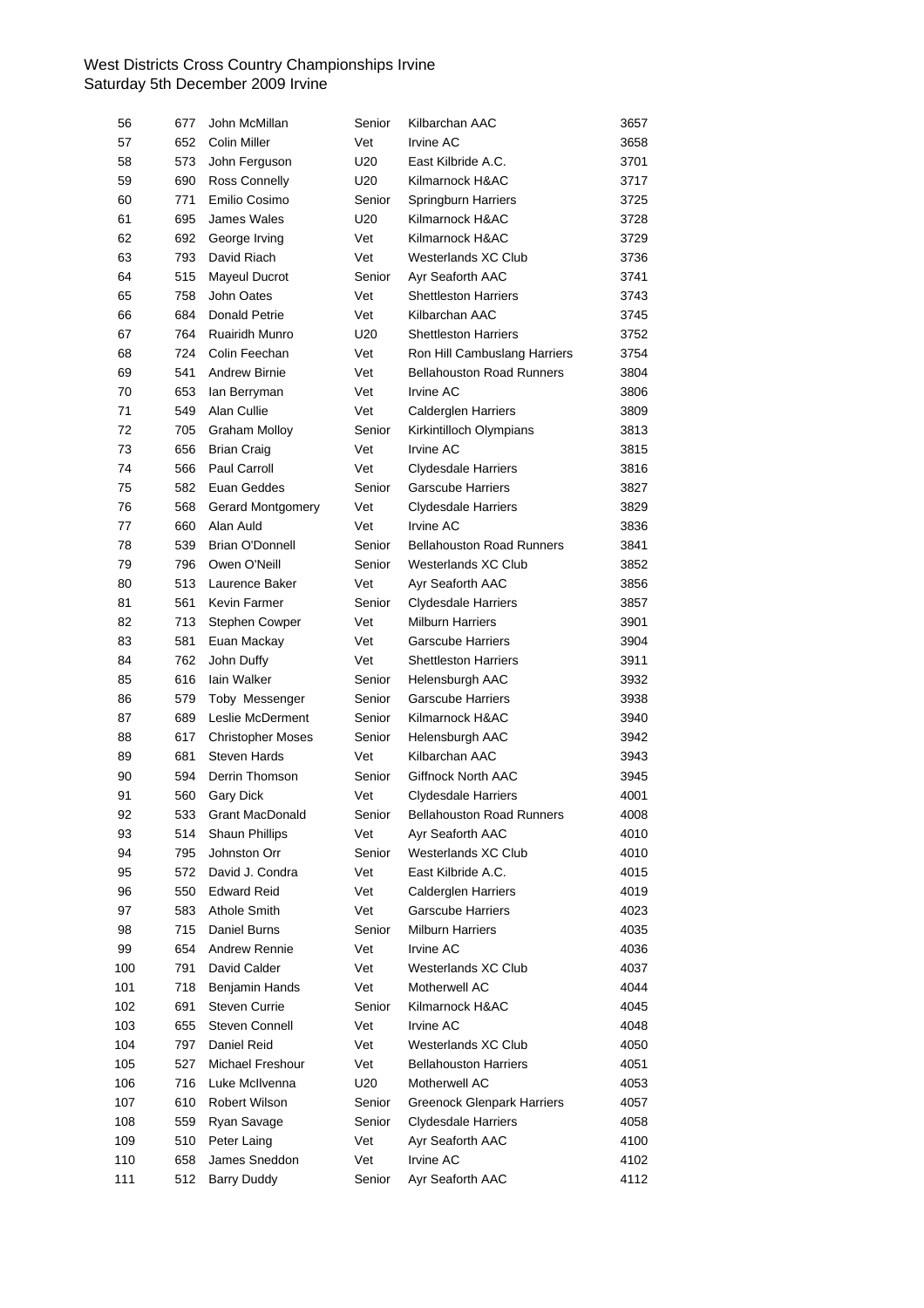West Districts Cross Country Championships Irvine
Saturday 5th December 2009 Irvine

| | | | | | |
|---|---|---|---|---|---|
| 56 | 677 | John McMillan | Senior | Kilbarchan AAC | 3657 |
| 57 | 652 | Colin Miller | Vet | Irvine AC | 3658 |
| 58 | 573 | John Ferguson | U20 | East Kilbride A.C. | 3701 |
| 59 | 690 | Ross Connelly | U20 | Kilmarnock H&AC | 3717 |
| 60 | 771 | Emilio Cosimo | Senior | Springburn Harriers | 3725 |
| 61 | 695 | James Wales | U20 | Kilmarnock H&AC | 3728 |
| 62 | 692 | George Irving | Vet | Kilmarnock H&AC | 3729 |
| 63 | 793 | David Riach | Vet | Westerlands XC Club | 3736 |
| 64 | 515 | Mayeul Ducrot | Senior | Ayr Seaforth AAC | 3741 |
| 65 | 758 | John Oates | Vet | Shettleston Harriers | 3743 |
| 66 | 684 | Donald Petrie | Vet | Kilbarchan AAC | 3745 |
| 67 | 764 | Ruairidh Munro | U20 | Shettleston Harriers | 3752 |
| 68 | 724 | Colin Feechan | Vet | Ron Hill Cambuslang Harriers | 3754 |
| 69 | 541 | Andrew Birnie | Vet | Bellahouston Road Runners | 3804 |
| 70 | 653 | Ian Berryman | Vet | Irvine AC | 3806 |
| 71 | 549 | Alan Cullie | Vet | Calderglen Harriers | 3809 |
| 72 | 705 | Graham Molloy | Senior | Kirkintilloch Olympians | 3813 |
| 73 | 656 | Brian Craig | Vet | Irvine AC | 3815 |
| 74 | 566 | Paul Carroll | Vet | Clydesdale Harriers | 3816 |
| 75 | 582 | Euan Geddes | Senior | Garscube Harriers | 3827 |
| 76 | 568 | Gerard Montgomery | Vet | Clydesdale Harriers | 3829 |
| 77 | 660 | Alan Auld | Vet | Irvine AC | 3836 |
| 78 | 539 | Brian O'Donnell | Senior | Bellahouston Road Runners | 3841 |
| 79 | 796 | Owen O'Neill | Senior | Westerlands XC Club | 3852 |
| 80 | 513 | Laurence Baker | Vet | Ayr Seaforth AAC | 3856 |
| 81 | 561 | Kevin Farmer | Senior | Clydesdale Harriers | 3857 |
| 82 | 713 | Stephen Cowper | Vet | Milburn Harriers | 3901 |
| 83 | 581 | Euan Mackay | Vet | Garscube Harriers | 3904 |
| 84 | 762 | John Duffy | Vet | Shettleston Harriers | 3911 |
| 85 | 616 | Iain Walker | Senior | Helensburgh AAC | 3932 |
| 86 | 579 | Toby Messenger | Senior | Garscube Harriers | 3938 |
| 87 | 689 | Leslie McDerment | Senior | Kilmarnock H&AC | 3940 |
| 88 | 617 | Christopher Moses | Senior | Helensburgh AAC | 3942 |
| 89 | 681 | Steven Hards | Vet | Kilbarchan AAC | 3943 |
| 90 | 594 | Derrin Thomson | Senior | Giffnock North AAC | 3945 |
| 91 | 560 | Gary Dick | Vet | Clydesdale Harriers | 4001 |
| 92 | 533 | Grant MacDonald | Senior | Bellahouston Road Runners | 4008 |
| 93 | 514 | Shaun Phillips | Vet | Ayr Seaforth AAC | 4010 |
| 94 | 795 | Johnston Orr | Senior | Westerlands XC Club | 4010 |
| 95 | 572 | David J. Condra | Vet | East Kilbride A.C. | 4015 |
| 96 | 550 | Edward Reid | Vet | Calderglen Harriers | 4019 |
| 97 | 583 | Athole Smith | Vet | Garscube Harriers | 4023 |
| 98 | 715 | Daniel Burns | Senior | Milburn Harriers | 4035 |
| 99 | 654 | Andrew Rennie | Vet | Irvine AC | 4036 |
| 100 | 791 | David Calder | Vet | Westerlands XC Club | 4037 |
| 101 | 718 | Benjamin Hands | Vet | Motherwell AC | 4044 |
| 102 | 691 | Steven Currie | Senior | Kilmarnock H&AC | 4045 |
| 103 | 655 | Steven Connell | Vet | Irvine AC | 4048 |
| 104 | 797 | Daniel Reid | Vet | Westerlands XC Club | 4050 |
| 105 | 527 | Michael Freshour | Vet | Bellahouston Harriers | 4051 |
| 106 | 716 | Luke McIlvenna | U20 | Motherwell AC | 4053 |
| 107 | 610 | Robert Wilson | Senior | Greenock Glenpark Harriers | 4057 |
| 108 | 559 | Ryan Savage | Senior | Clydesdale Harriers | 4058 |
| 109 | 510 | Peter Laing | Vet | Ayr Seaforth AAC | 4100 |
| 110 | 658 | James Sneddon | Vet | Irvine AC | 4102 |
| 111 | 512 | Barry Duddy | Senior | Ayr Seaforth AAC | 4112 |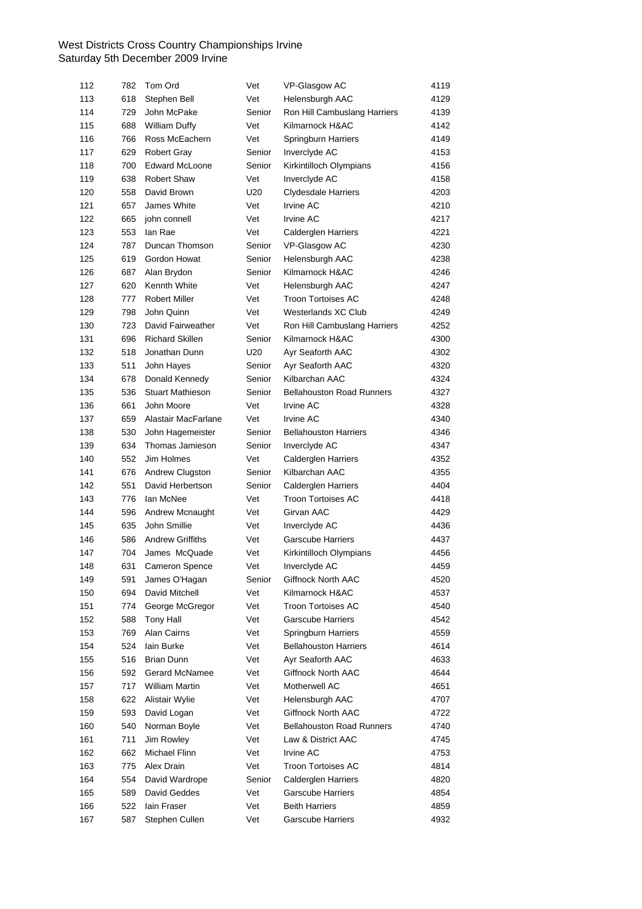West Districts Cross Country Championships Irvine
Saturday 5th December 2009 Irvine

| | | | | | |
|---|---|---|---|---|---|
| 112 | 782 | Tom Ord | Vet | VP-Glasgow AC | 4119 |
| 113 | 618 | Stephen Bell | Vet | Helensburgh AAC | 4129 |
| 114 | 729 | John McPake | Senior | Ron Hill Cambuslang Harriers | 4139 |
| 115 | 688 | William Duffy | Vet | Kilmarnock H&AC | 4142 |
| 116 | 766 | Ross McEachern | Vet | Springburn Harriers | 4149 |
| 117 | 629 | Robert Gray | Senior | Inverclyde AC | 4153 |
| 118 | 700 | Edward McLoone | Senior | Kirkintilloch Olympians | 4156 |
| 119 | 638 | Robert Shaw | Vet | Inverclyde AC | 4158 |
| 120 | 558 | David Brown | U20 | Clydesdale Harriers | 4203 |
| 121 | 657 | James White | Vet | Irvine AC | 4210 |
| 122 | 665 | john connell | Vet | Irvine AC | 4217 |
| 123 | 553 | Ian Rae | Vet | Calderglen Harriers | 4221 |
| 124 | 787 | Duncan Thomson | Senior | VP-Glasgow AC | 4230 |
| 125 | 619 | Gordon Howat | Senior | Helensburgh AAC | 4238 |
| 126 | 687 | Alan Brydon | Senior | Kilmarnock H&AC | 4246 |
| 127 | 620 | Kennth White | Vet | Helensburgh AAC | 4247 |
| 128 | 777 | Robert Miller | Vet | Troon Tortoises AC | 4248 |
| 129 | 798 | John Quinn | Vet | Westerlands XC Club | 4249 |
| 130 | 723 | David Fairweather | Vet | Ron Hill Cambuslang Harriers | 4252 |
| 131 | 696 | Richard Skillen | Senior | Kilmarnock H&AC | 4300 |
| 132 | 518 | Jonathan Dunn | U20 | Ayr Seaforth AAC | 4302 |
| 133 | 511 | John Hayes | Senior | Ayr Seaforth AAC | 4320 |
| 134 | 678 | Donald Kennedy | Senior | Kilbarchan AAC | 4324 |
| 135 | 536 | Stuart Mathieson | Senior | Bellahouston Road Runners | 4327 |
| 136 | 661 | John Moore | Vet | Irvine AC | 4328 |
| 137 | 659 | Alastair MacFarlane | Vet | Irvine AC | 4340 |
| 138 | 530 | John Hagemeister | Senior | Bellahouston Harriers | 4346 |
| 139 | 634 | Thomas Jamieson | Senior | Inverclyde AC | 4347 |
| 140 | 552 | Jim Holmes | Vet | Calderglen Harriers | 4352 |
| 141 | 676 | Andrew Clugston | Senior | Kilbarchan AAC | 4355 |
| 142 | 551 | David Herbertson | Senior | Calderglen Harriers | 4404 |
| 143 | 776 | Ian McNee | Vet | Troon Tortoises AC | 4418 |
| 144 | 596 | Andrew Mcnaught | Vet | Girvan AAC | 4429 |
| 145 | 635 | John Smillie | Vet | Inverclyde AC | 4436 |
| 146 | 586 | Andrew Griffiths | Vet | Garscube Harriers | 4437 |
| 147 | 704 | James McQuade | Vet | Kirkintilloch Olympians | 4456 |
| 148 | 631 | Cameron Spence | Vet | Inverclyde AC | 4459 |
| 149 | 591 | James O'Hagan | Senior | Giffnock North AAC | 4520 |
| 150 | 694 | David Mitchell | Vet | Kilmarnock H&AC | 4537 |
| 151 | 774 | George McGregor | Vet | Troon Tortoises AC | 4540 |
| 152 | 588 | Tony Hall | Vet | Garscube Harriers | 4542 |
| 153 | 769 | Alan Cairns | Vet | Springburn Harriers | 4559 |
| 154 | 524 | Iain Burke | Vet | Bellahouston Harriers | 4614 |
| 155 | 516 | Brian Dunn | Vet | Ayr Seaforth AAC | 4633 |
| 156 | 592 | Gerard McNamee | Vet | Giffnock North AAC | 4644 |
| 157 | 717 | William Martin | Vet | Motherwell AC | 4651 |
| 158 | 622 | Alistair Wylie | Vet | Helensburgh AAC | 4707 |
| 159 | 593 | David Logan | Vet | Giffnock North AAC | 4722 |
| 160 | 540 | Norman Boyle | Vet | Bellahouston Road Runners | 4740 |
| 161 | 711 | Jim Rowley | Vet | Law & District AAC | 4745 |
| 162 | 662 | Michael Flinn | Vet | Irvine AC | 4753 |
| 163 | 775 | Alex Drain | Vet | Troon Tortoises AC | 4814 |
| 164 | 554 | David Wardrope | Senior | Calderglen Harriers | 4820 |
| 165 | 589 | David Geddes | Vet | Garscube Harriers | 4854 |
| 166 | 522 | Iain Fraser | Vet | Beith Harriers | 4859 |
| 167 | 587 | Stephen Cullen | Vet | Garscube Harriers | 4932 |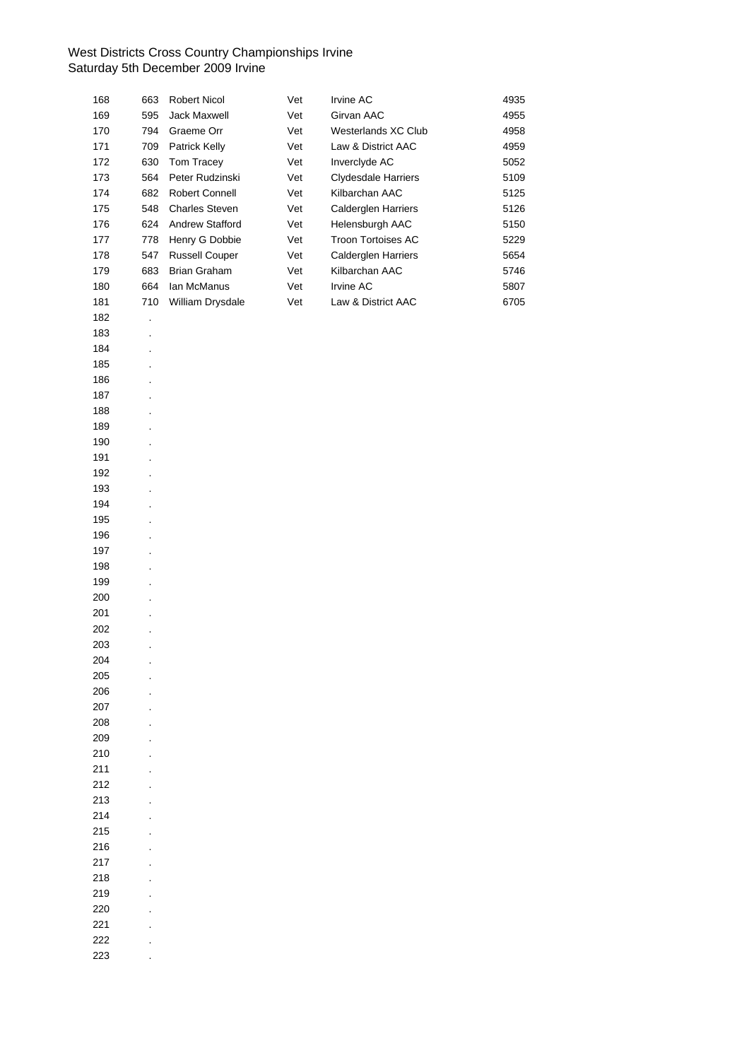West Districts Cross Country Championships Irvine
Saturday 5th December 2009 Irvine

| | | | | | |
|---|---|---|---|---|---|
| 168 | 663 | Robert Nicol | Vet | Irvine AC | 4935 |
| 169 | 595 | Jack Maxwell | Vet | Girvan AAC | 4955 |
| 170 | 794 | Graeme Orr | Vet | Westerlands XC Club | 4958 |
| 171 | 709 | Patrick Kelly | Vet | Law & District AAC | 4959 |
| 172 | 630 | Tom Tracey | Vet | Inverclyde AC | 5052 |
| 173 | 564 | Peter Rudzinski | Vet | Clydesdale Harriers | 5109 |
| 174 | 682 | Robert Connell | Vet | Kilbarchan AAC | 5125 |
| 175 | 548 | Charles Steven | Vet | Calderglen Harriers | 5126 |
| 176 | 624 | Andrew Stafford | Vet | Helensburgh AAC | 5150 |
| 177 | 778 | Henry G Dobbie | Vet | Troon Tortoises AC | 5229 |
| 178 | 547 | Russell Couper | Vet | Calderglen Harriers | 5654 |
| 179 | 683 | Brian Graham | Vet | Kilbarchan AAC | 5746 |
| 180 | 664 | Ian McManus | Vet | Irvine AC | 5807 |
| 181 | 710 | William Drysdale | Vet | Law & District AAC | 6705 |
| 182 | . | | | | |
| 183 | . | | | | |
| 184 | . | | | | |
| 185 | . | | | | |
| 186 | . | | | | |
| 187 | . | | | | |
| 188 | . | | | | |
| 189 | . | | | | |
| 190 | . | | | | |
| 191 | . | | | | |
| 192 | . | | | | |
| 193 | . | | | | |
| 194 | . | | | | |
| 195 | . | | | | |
| 196 | . | | | | |
| 197 | . | | | | |
| 198 | . | | | | |
| 199 | . | | | | |
| 200 | . | | | | |
| 201 | . | | | | |
| 202 | . | | | | |
| 203 | . | | | | |
| 204 | . | | | | |
| 205 | . | | | | |
| 206 | . | | | | |
| 207 | . | | | | |
| 208 | . | | | | |
| 209 | . | | | | |
| 210 | . | | | | |
| 211 | . | | | | |
| 212 | . | | | | |
| 213 | . | | | | |
| 214 | . | | | | |
| 215 | . | | | | |
| 216 | . | | | | |
| 217 | . | | | | |
| 218 | . | | | | |
| 219 | . | | | | |
| 220 | . | | | | |
| 221 | . | | | | |
| 222 | . | | | | |
| 223 | . | | | | |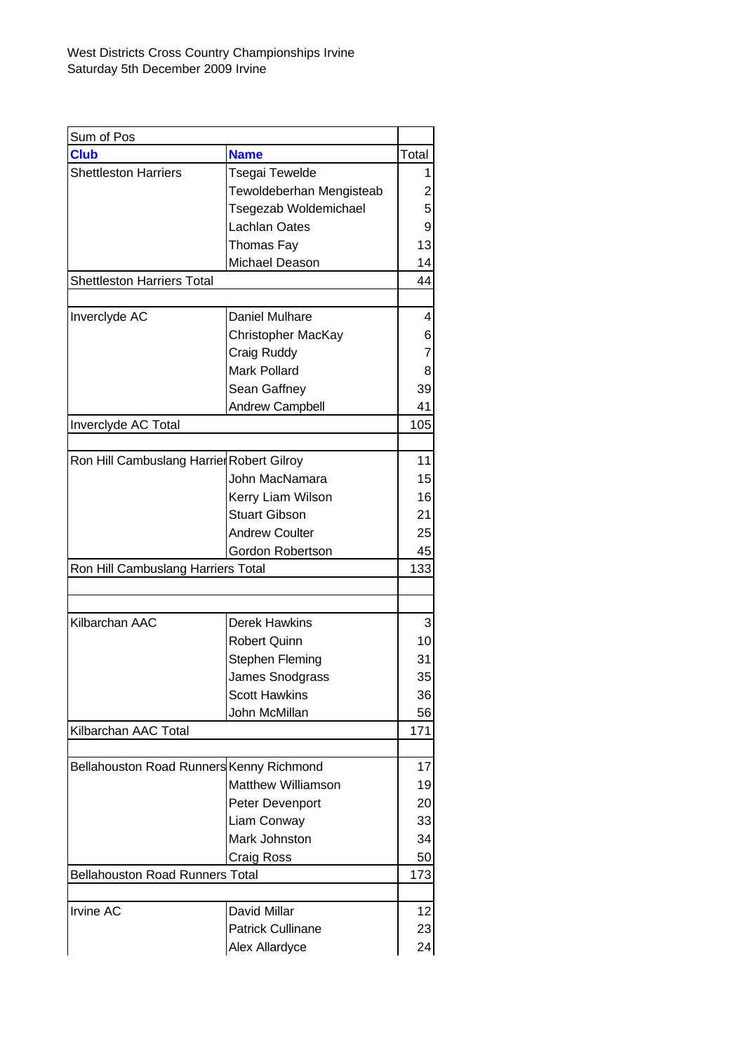West Districts Cross Country Championships Irvine
Saturday 5th December 2009 Irvine

| Sum of Pos | | |
|---|---|---|
| **Club** | **Name** | Total |
| Shettleston Harriers | Tsegai Tewelde | 1 |
| | Tewoldeberhan Mengisteab | 2 |
| | Tsegezab Woldemichael | 5 |
| | Lachlan Oates | 9 |
| | Thomas Fay | 13 |
| | Michael Deason | 14 |
| Shettleston Harriers Total | | 44 |
| | | |
| Inverclyde AC | Daniel Mulhare | 4 |
| | Christopher MacKay | 6 |
| | Craig Ruddy | 7 |
| | Mark Pollard | 8 |
| | Sean Gaffney | 39 |
| | Andrew Campbell | 41 |
| Inverclyde AC Total | | 105 |
| | | |
| Ron Hill Cambuslang Harriers | Robert Gilroy | 11 |
| | John MacNamara | 15 |
| | Kerry Liam Wilson | 16 |
| | Stuart Gibson | 21 |
| | Andrew Coulter | 25 |
| | Gordon Robertson | 45 |
| Ron Hill Cambuslang Harriers Total | | 133 |
| | | |
| | | |
| Kilbarchan AAC | Derek Hawkins | 3 |
| | Robert Quinn | 10 |
| | Stephen Fleming | 31 |
| | James Snodgrass | 35 |
| | Scott Hawkins | 36 |
| | John McMillan | 56 |
| Kilbarchan AAC Total | | 171 |
| | | |
| Bellahouston Road Runners | Kenny Richmond | 17 |
| | Matthew Williamson | 19 |
| | Peter Devenport | 20 |
| | Liam Conway | 33 |
| | Mark Johnston | 34 |
| | Craig Ross | 50 |
| Bellahouston Road Runners Total | | 173 |
| | | |
| Irvine AC | David Millar | 12 |
| | Patrick Cullinane | 23 |
| | Alex Allardyce | 24 |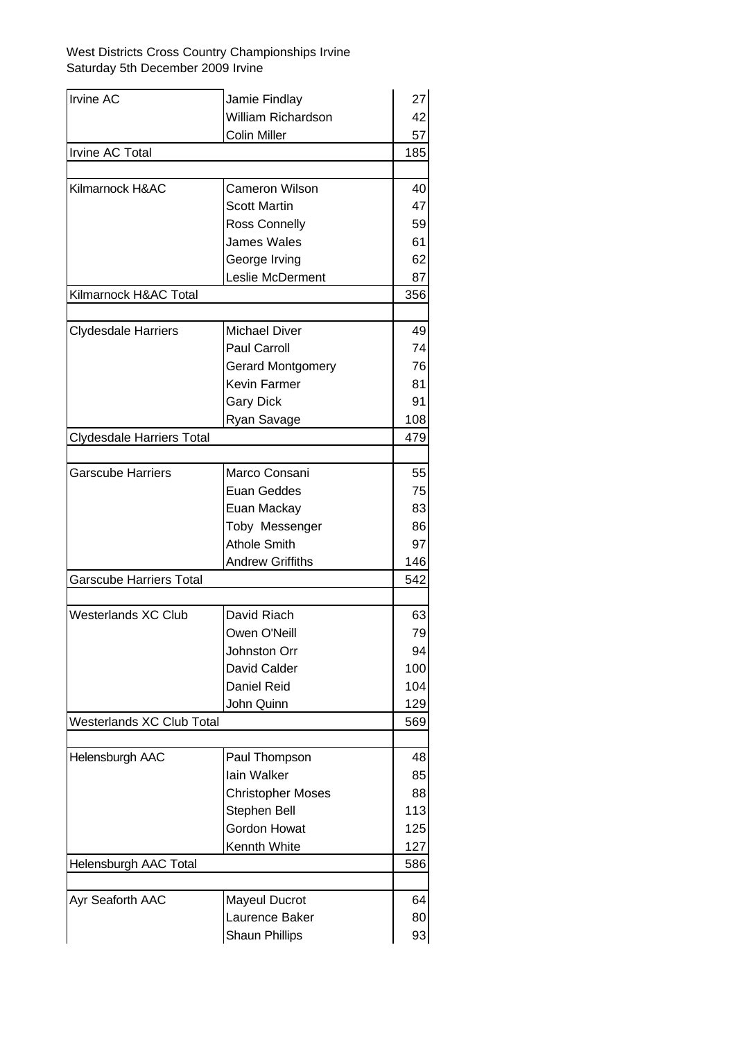West Districts Cross Country Championships Irvine
Saturday 5th December 2009 Irvine

| Club | Athlete | Position |
|---|---|---|
| Irvine AC | Jamie Findlay | 27 |
| | William Richardson | 42 |
| | Colin Miller | 57 |
| Irvine AC Total | | 185 |
| | | |
| Kilmarnock H&AC | Cameron Wilson | 40 |
| | Scott Martin | 47 |
| | Ross Connelly | 59 |
| | James Wales | 61 |
| | George Irving | 62 |
| | Leslie McDerment | 87 |
| Kilmarnock H&AC Total | | 356 |
| | | |
| Clydesdale Harriers | Michael Diver | 49 |
| | Paul Carroll | 74 |
| | Gerard Montgomery | 76 |
| | Kevin Farmer | 81 |
| | Gary Dick | 91 |
| | Ryan Savage | 108 |
| Clydesdale Harriers Total | | 479 |
| | | |
| Garscube Harriers | Marco Consani | 55 |
| | Euan Geddes | 75 |
| | Euan Mackay | 83 |
| | Toby Messenger | 86 |
| | Athole Smith | 97 |
| | Andrew Griffiths | 146 |
| Garscube Harriers Total | | 542 |
| | | |
| Westerlands XC Club | David Riach | 63 |
| | Owen O'Neill | 79 |
| | Johnston Orr | 94 |
| | David Calder | 100 |
| | Daniel Reid | 104 |
| | John Quinn | 129 |
| Westerlands XC Club Total | | 569 |
| | | |
| Helensburgh AAC | Paul Thompson | 48 |
| | Iain Walker | 85 |
| | Christopher Moses | 88 |
| | Stephen Bell | 113 |
| | Gordon Howat | 125 |
| | Kennth White | 127 |
| Helensburgh AAC Total | | 586 |
| | | |
| Ayr Seaforth AAC | Mayeul Ducrot | 64 |
| | Laurence Baker | 80 |
| | Shaun Phillips | 93 |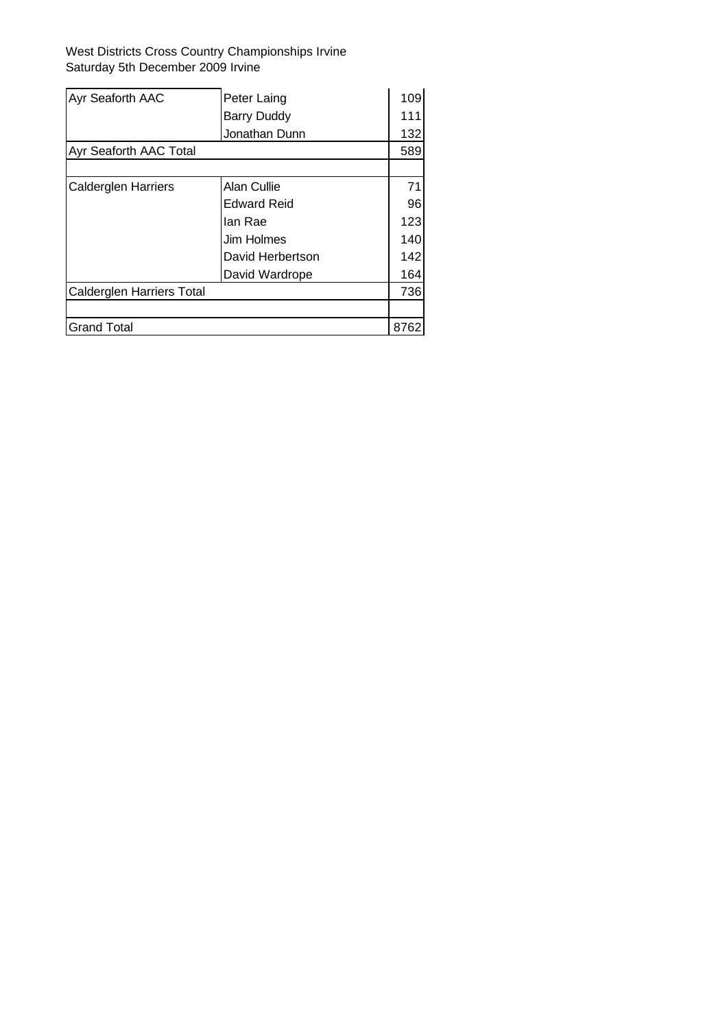West Districts Cross Country Championships Irvine
Saturday 5th December 2009 Irvine

| Club | Name | Score |
|---|---|---|
| Ayr Seaforth AAC | Peter Laing | 109 |
| | Barry Duddy | 111 |
| | Jonathan Dunn | 132 |
| Ayr Seaforth AAC Total | | 589 |
| | | |
| Calderglen Harriers | Alan Cullie | 71 |
| | Edward Reid | 96 |
| | Ian Rae | 123 |
| | Jim Holmes | 140 |
| | David Herbertson | 142 |
| | David Wardrope | 164 |
| Calderglen Harriers Total | | 736 |
| | | |
| Grand Total | | 8762 |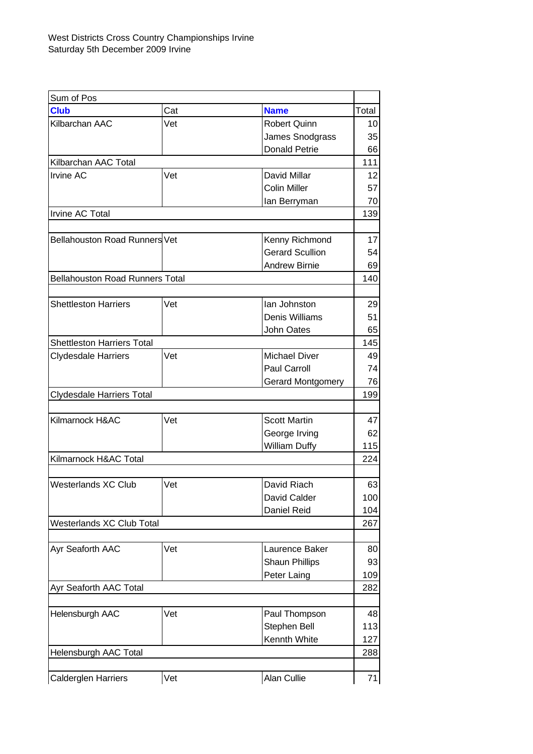West Districts Cross Country Championships Irvine
Saturday 5th December 2009 Irvine

| Sum of Pos | | | |
|---|---|---|---|
| **Club** | Cat | **Name** | Total |
| Kilbarchan AAC | Vet | Robert Quinn | 10 |
| | | James Snodgrass | 35 |
| | | Donald Petrie | 66 |
| Kilbarchan AAC Total | | | 111 |
| Irvine AC | Vet | David Millar | 12 |
| | | Colin Miller | 57 |
| | | Ian Berryman | 70 |
| Irvine AC Total | | | 139 |
| | | | |
| Bellahouston Road Runners | Vet | Kenny Richmond | 17 |
| | | Gerard Scullion | 54 |
| | | Andrew Birnie | 69 |
| Bellahouston Road Runners Total | | | 140 |
| | | | |
| Shettleston Harriers | Vet | Ian Johnston | 29 |
| | | Denis Williams | 51 |
| | | John Oates | 65 |
| Shettleston Harriers Total | | | 145 |
| Clydesdale Harriers | Vet | Michael Diver | 49 |
| | | Paul Carroll | 74 |
| | | Gerard Montgomery | 76 |
| Clydesdale Harriers Total | | | 199 |
| | | | |
| Kilmarnock H&AC | Vet | Scott Martin | 47 |
| | | George Irving | 62 |
| | | William Duffy | 115 |
| Kilmarnock H&AC Total | | | 224 |
| | | | |
| Westerlands XC Club | Vet | David Riach | 63 |
| | | David Calder | 100 |
| | | Daniel Reid | 104 |
| Westerlands XC Club Total | | | 267 |
| | | | |
| Ayr Seaforth AAC | Vet | Laurence Baker | 80 |
| | | Shaun Phillips | 93 |
| | | Peter Laing | 109 |
| Ayr Seaforth AAC Total | | | 282 |
| | | | |
| Helensburgh AAC | Vet | Paul Thompson | 48 |
| | | Stephen Bell | 113 |
| | | Kennth White | 127 |
| Helensburgh AAC Total | | | 288 |
| | | | |
| Calderglen Harriers | Vet | Alan Cullie | 71 |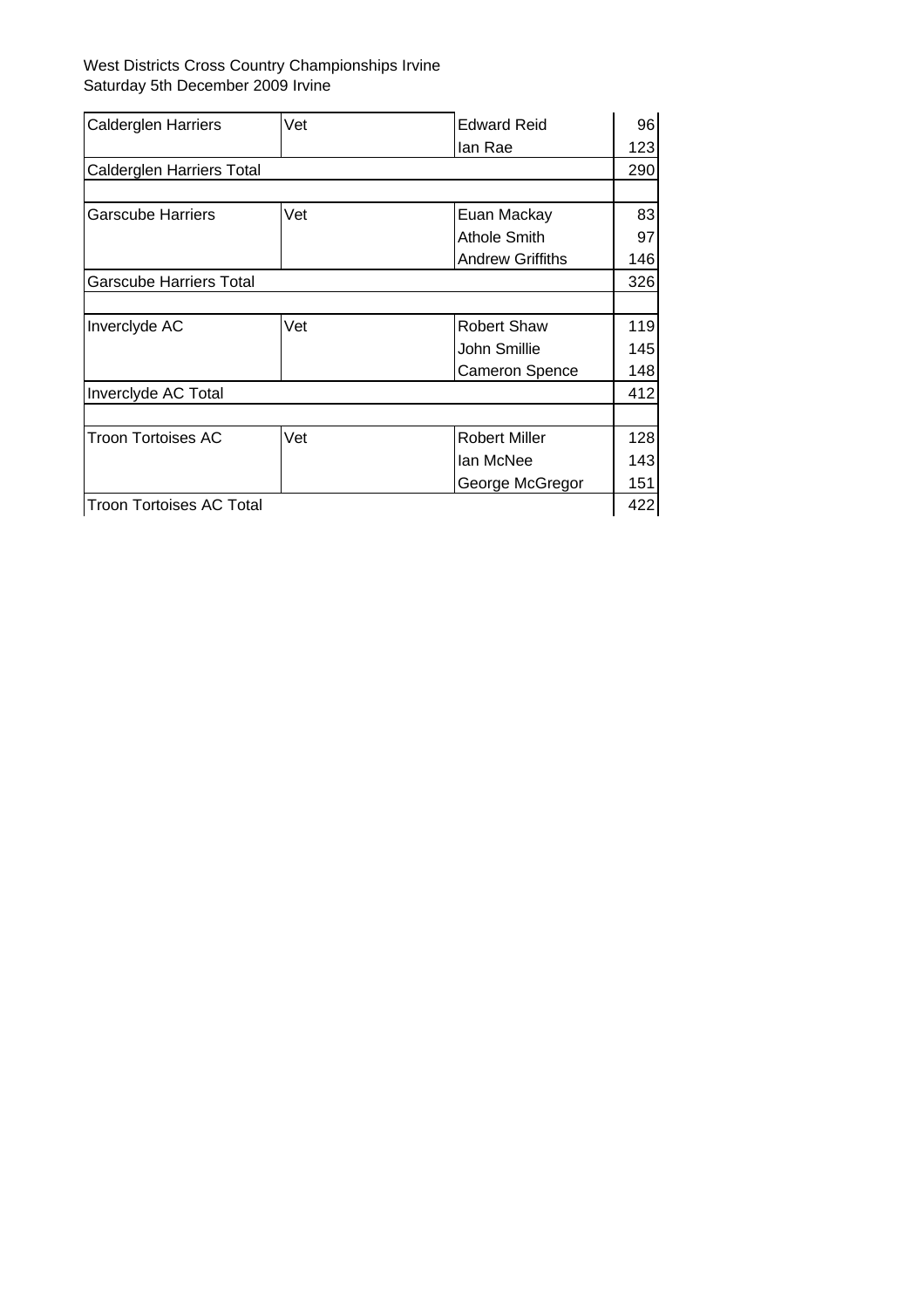West Districts Cross Country Championships Irvine
Saturday 5th December 2009 Irvine

| | | | |
|---|---|---|---|
| Calderglen Harriers | Vet | Edward Reid | 96 |
| | | Ian Rae | 123 |
| Calderglen Harriers Total | | | 290 |
| | | | |
| Garscube Harriers | Vet | Euan Mackay | 83 |
| | | Athole Smith | 97 |
| | | Andrew Griffiths | 146 |
| Garscube Harriers Total | | | 326 |
| | | | |
| Inverclyde AC | Vet | Robert Shaw | 119 |
| | | John Smillie | 145 |
| | | Cameron Spence | 148 |
| Inverclyde AC Total | | | 412 |
| | | | |
| Troon Tortoises AC | Vet | Robert Miller | 128 |
| | | Ian McNee | 143 |
| | | George McGregor | 151 |
| Troon Tortoises AC Total | | | 422 |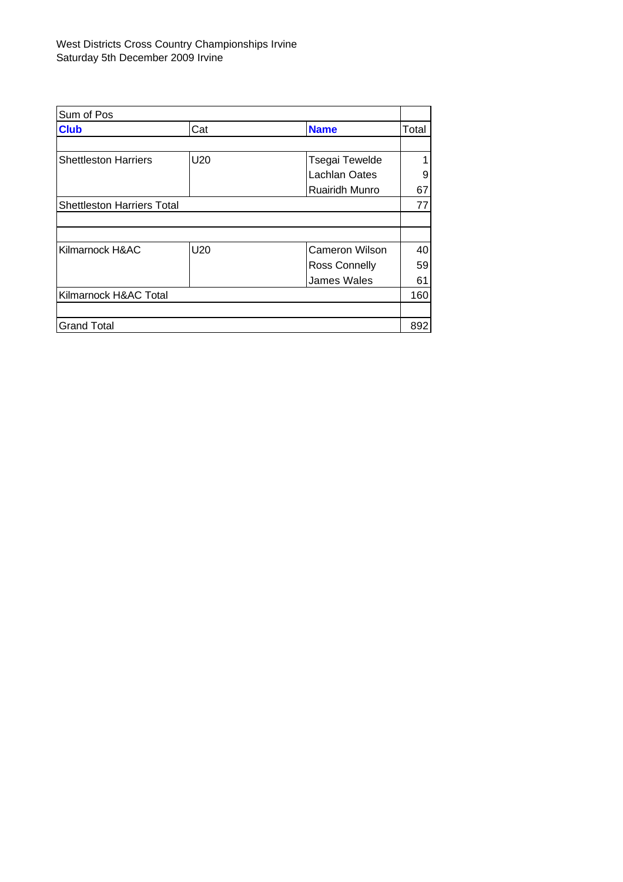West Districts Cross Country Championships Irvine
Saturday 5th December 2009 Irvine

| Sum of Pos | | | |
|---|---|---|---|
| **Club** | Cat | **Name** | Total |
| | | | |
| Shettleston Harriers | U20 | Tsegai Tewelde | 1 |
| | | Lachlan Oates | 9 |
| | | Ruairidh Munro | 67 |
| Shettleston Harriers Total | | | 77 |
| | | | |
| | | | |
| Kilmarnock H&AC | U20 | Cameron Wilson | 40 |
| | | Ross Connelly | 59 |
| | | James Wales | 61 |
| Kilmarnock H&AC Total | | | 160 |
| | | | |
| Grand Total | | | 892 |